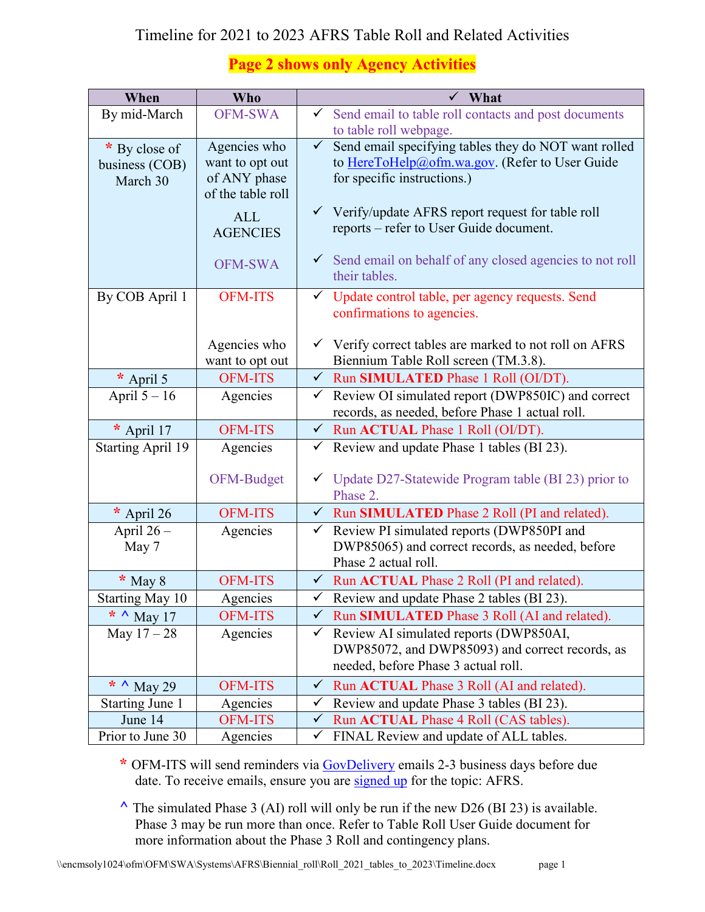# Timeline for 2021 to 2023 AFRS Table Roll and Related Activities

**Page 2 shows only Agency Activities**

| When | Who | ✓ What |
|---|---|---|
| By mid-March | OFM-SWA | ✓ Send email to table roll contacts and post documents to table roll webpage. |
| * By close of business (COB) March 30 | Agencies who want to opt out of ANY phase of the table roll | ✓ Send email specifying tables they do NOT want rolled to HereToHelp@ofm.wa.gov. (Refer to User Guide for specific instructions.) |
| | ALL AGENCIES | ✓ Verify/update AFRS report request for table roll reports – refer to User Guide document. |
| | OFM-SWA | ✓ Send email on behalf of any closed agencies to not roll their tables. |
| By COB April 1 | OFM-ITS | ✓ Update control table, per agency requests. Send confirmations to agencies. |
| | Agencies who want to opt out | ✓ Verify correct tables are marked to not roll on AFRS Biennium Table Roll screen (TM.3.8). |
| * April 5 | OFM-ITS | ✓ Run **SIMULATED** Phase 1 Roll (OI/DT). |
| April 5 – 16 | Agencies | ✓ Review OI simulated report (DWP850IC) and correct records, as needed, before Phase 1 actual roll. |
| * April 17 | OFM-ITS | ✓ Run **ACTUAL** Phase 1 Roll (OI/DT). |
| Starting April 19 | Agencies | ✓ Review and update Phase 1 tables (BI 23). |
| | OFM-Budget | ✓ Update D27-Statewide Program table (BI 23) prior to Phase 2. |
| * April 26 | OFM-ITS | ✓ Run **SIMULATED** Phase 2 Roll (PI and related). |
| April 26 – May 7 | Agencies | ✓ Review PI simulated reports (DWP850PI and DWP85065) and correct records, as needed, before Phase 2 actual roll. |
| * May 8 | OFM-ITS | ✓ Run **ACTUAL** Phase 2 Roll (PI and related). |
| Starting May 10 | Agencies | ✓ Review and update Phase 2 tables (BI 23). |
| * ^ May 17 | OFM-ITS | ✓ Run **SIMULATED** Phase 3 Roll (AI and related). |
| May 17 – 28 | Agencies | ✓ Review AI simulated reports (DWP850AI, DWP85072, and DWP85093) and correct records, as needed, before Phase 3 actual roll. |
| * ^ May 29 | OFM-ITS | ✓ Run **ACTUAL** Phase 3 Roll (AI and related). |
| Starting June 1 | Agencies | ✓ Review and update Phase 3 tables (BI 23). |
| June 14 | OFM-ITS | ✓ Run **ACTUAL** Phase 4 Roll (CAS tables). |
| Prior to June 30 | Agencies | ✓ FINAL Review and update of ALL tables. |

* OFM-ITS will send reminders via GovDelivery emails 2-3 business days before due date. To receive emails, ensure you are signed up for the topic: AFRS.

^ The simulated Phase 3 (AI) roll will only be run if the new D26 (BI 23) is available. Phase 3 may be run more than once. Refer to Table Roll User Guide document for more information about the Phase 3 Roll and contingency plans.

\\encmsoly1024\ofm\OFM\SWA\Systems\AFRS\Biennial_roll\Roll_2021_tables_to_2023\Timeline.docx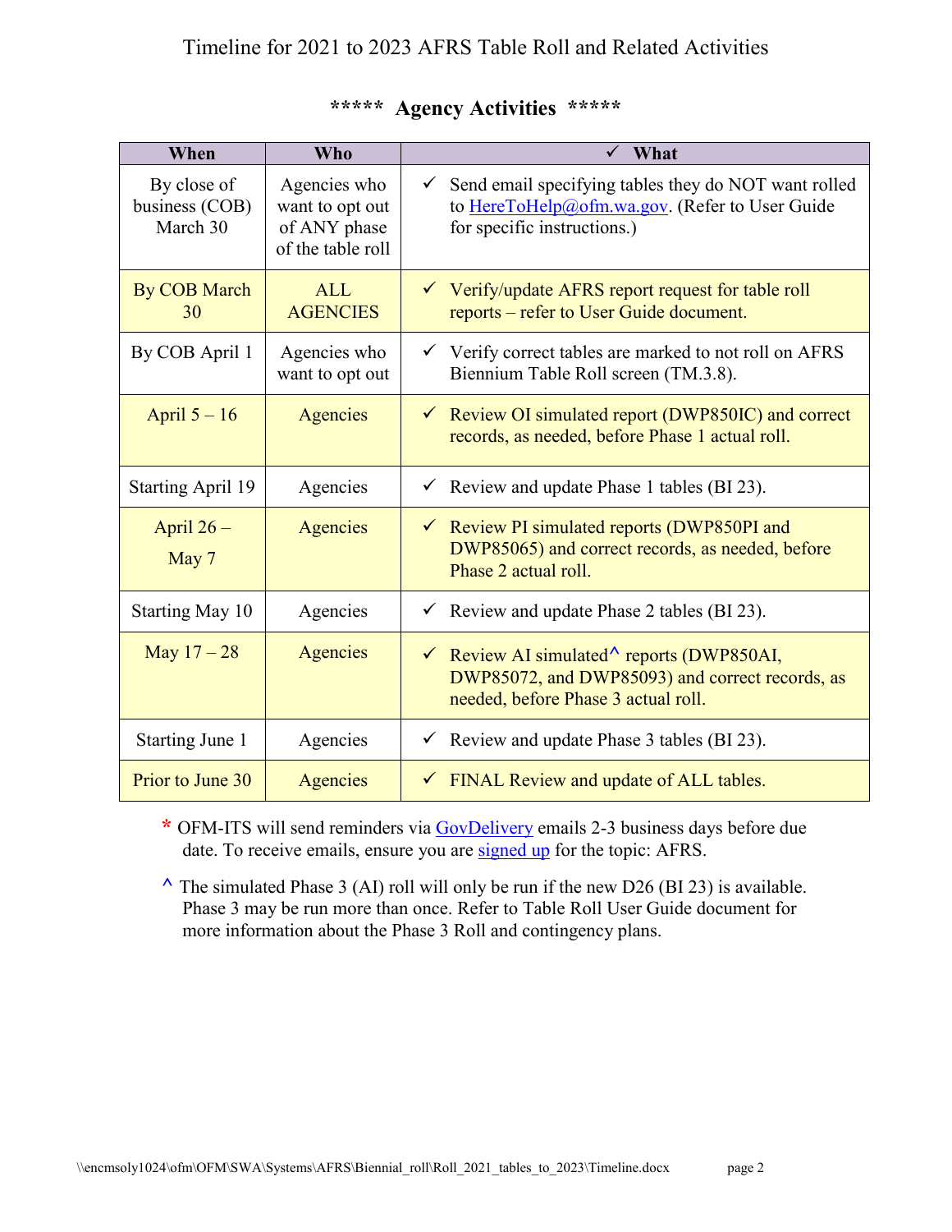# Timeline for 2021 to 2023 AFRS Table Roll and Related Activities

## ***** Agency Activities *****

| When | Who | ✓ What |
|---|---|---|
| By close of business (COB) March 30 | Agencies who want to opt out of ANY phase of the table roll | ✓ Send email specifying tables they do NOT want rolled to HereToHelp@ofm.wa.gov. (Refer to User Guide for specific instructions.) |
| By COB March 30 | ALL AGENCIES | ✓ Verify/update AFRS report request for table roll reports – refer to User Guide document. |
| By COB April 1 | Agencies who want to opt out | ✓ Verify correct tables are marked to not roll on AFRS Biennium Table Roll screen (TM.3.8). |
| April 5 – 16 | Agencies | ✓ Review OI simulated report (DWP850IC) and correct records, as needed, before Phase 1 actual roll. |
| Starting April 19 | Agencies | ✓ Review and update Phase 1 tables (BI 23). |
| April 26 – May 7 | Agencies | ✓ Review PI simulated reports (DWP850PI and DWP85065) and correct records, as needed, before Phase 2 actual roll. |
| Starting May 10 | Agencies | ✓ Review and update Phase 2 tables (BI 23). |
| May 17 – 28 | Agencies | ✓ Review AI simulated^ reports (DWP850AI, DWP85072, and DWP85093) and correct records, as needed, before Phase 3 actual roll. |
| Starting June 1 | Agencies | ✓ Review and update Phase 3 tables (BI 23). |
| Prior to June 30 | Agencies | ✓ FINAL Review and update of ALL tables. |

* OFM-ITS will send reminders via GovDelivery emails 2-3 business days before due date. To receive emails, ensure you are signed up for the topic: AFRS.

^ The simulated Phase 3 (AI) roll will only be run if the new D26 (BI 23) is available. Phase 3 may be run more than once. Refer to Table Roll User Guide document for more information about the Phase 3 Roll and contingency plans.